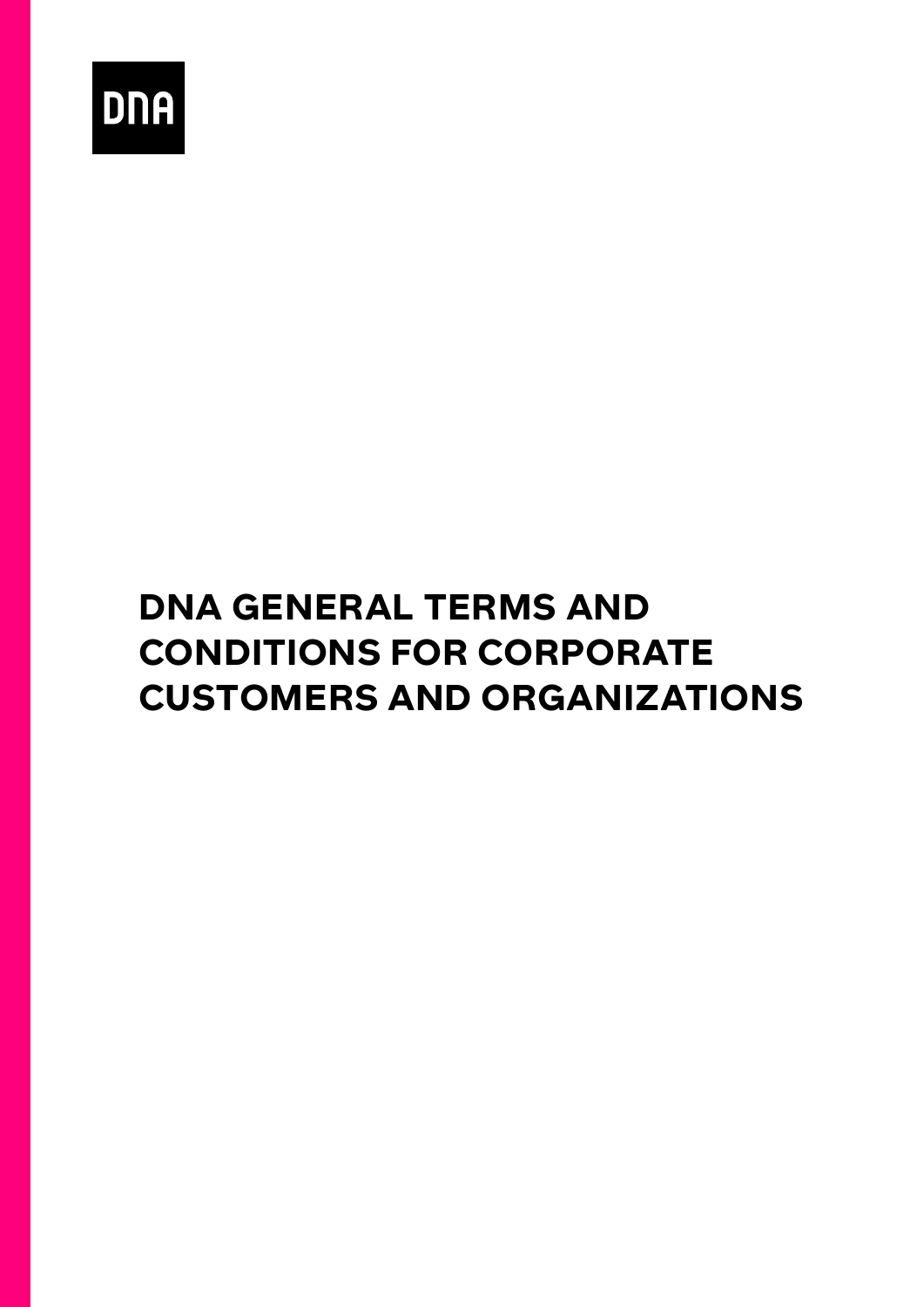DNA

# DNA GENERAL TERMS AND CONDITIONS FOR CORPORATE CUSTOMERS AND ORGANIZATIONS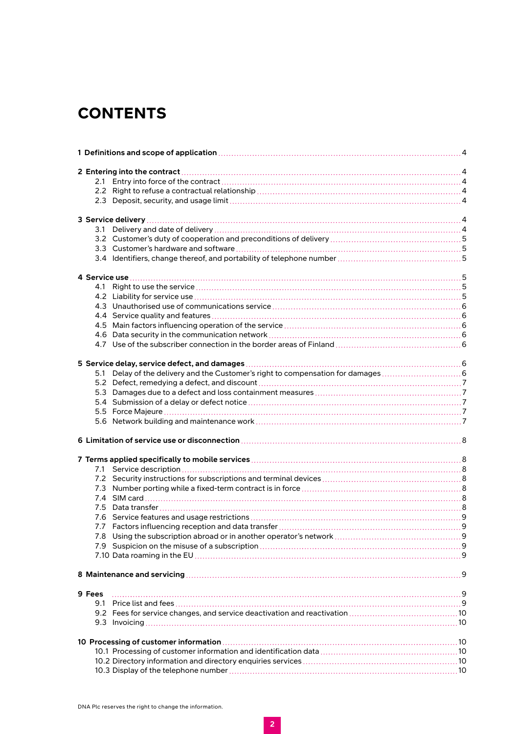# CONTENTS

**1 Definitions and scope of application** ... 4

**2 Entering into the contract** ... 4
- 2.1 Entry into force of the contract ... 4
- 2.2 Right to refuse a contractual relationship ... 4
- 2.3 Deposit, security, and usage limit ... 4

**3 Service delivery** ... 4
- 3.1 Delivery and date of delivery ... 4
- 3.2 Customer's duty of cooperation and preconditions of delivery ... 5
- 3.3 Customer's hardware and software ... 5
- 3.4 Identifiers, change thereof, and portability of telephone number ... 5

**4 Service use** ... 5
- 4.1 Right to use the service ... 5
- 4.2 Liability for service use ... 5
- 4.3 Unauthorised use of communications service ... 6
- 4.4 Service quality and features ... 6
- 4.5 Main factors influencing operation of the service ... 6
- 4.6 Data security in the communication network ... 6
- 4.7 Use of the subscriber connection in the border areas of Finland ... 6

**5 Service delay, service defect, and damages** ... 6
- 5.1 Delay of the delivery and the Customer's right to compensation for damages ... 6
- 5.2 Defect, remedying a defect, and discount ... 7
- 5.3 Damages due to a defect and loss containment measures ... 7
- 5.4 Submission of a delay or defect notice ... 7
- 5.5 Force Majeure ... 7
- 5.6 Network building and maintenance work ... 7

**6 Limitation of service use or disconnection** ... 8

**7 Terms applied specifically to mobile services** ... 8
- 7.1 Service description ... 8
- 7.2 Security instructions for subscriptions and terminal devices ... 8
- 7.3 Number porting while a fixed-term contract is in force ... 8
- 7.4 SIM card ... 8
- 7.5 Data transfer ... 8
- 7.6 Service features and usage restrictions ... 9
- 7.7 Factors influencing reception and data transfer ... 9
- 7.8 Using the subscription abroad or in another operator's network ... 9
- 7.9 Suspicion on the misuse of a subscription ... 9
- 7.10 Data roaming in the EU ... 9

**8 Maintenance and servicing** ... 9

**9 Fees** ... 9
- 9.1 Price list and fees ... 9
- 9.2 Fees for service changes, and service deactivation and reactivation ... 10
- 9.3 Invoicing ... 10

**10 Processing of customer information** ... 10
- 10.1 Processing of customer information and identification data ... 10
- 10.2 Directory information and directory enquiries services ... 10
- 10.3 Display of the telephone number ... 10

DNA Plc reserves the right to change the information.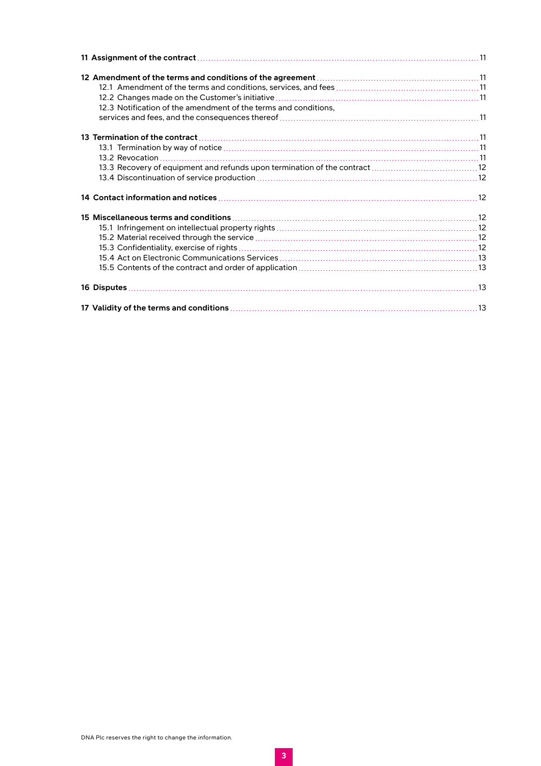**11 Assignment of the contract** ....... 11

**12 Amendment of the terms and conditions of the agreement** ....... 11
- 12.1 Amendment of the terms and conditions, services, and fees ....... 11
- 12.2 Changes made on the Customer's initiative ....... 11
- 12.3 Notification of the amendment of the terms and conditions, services and fees, and the consequences thereof ....... 11

**13 Termination of the contract** ....... 11
- 13.1 Termination by way of notice ....... 11
- 13.2 Revocation ....... 11
- 13.3 Recovery of equipment and refunds upon termination of the contract ....... 12
- 13.4 Discontinuation of service production ....... 12

**14 Contact information and notices** ....... 12

**15 Miscellaneous terms and conditions** ....... 12
- 15.1 Infringement on intellectual property rights ....... 12
- 15.2 Material received through the service ....... 12
- 15.3 Confidentiality, exercise of rights ....... 12
- 15.4 Act on Electronic Communications Services ....... 13
- 15.5 Contents of the contract and order of application ....... 13

**16 Disputes** ....... 13

**17 Validity of the terms and conditions** ....... 13

DNA Plc reserves the right to change the information.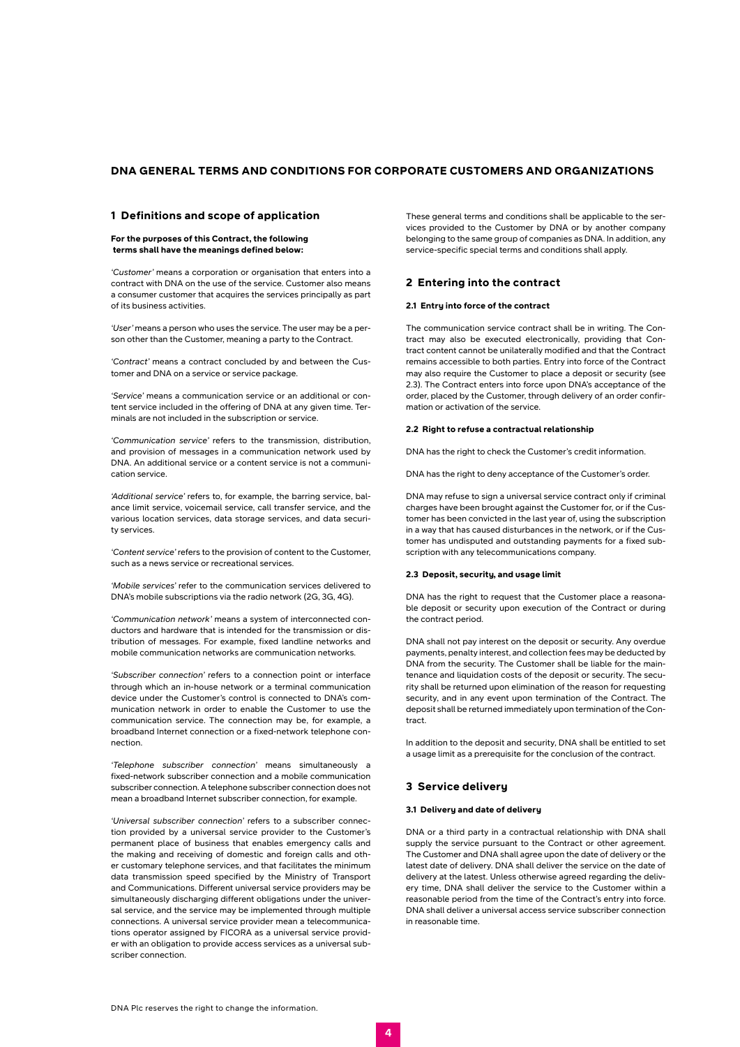# DNA GENERAL TERMS AND CONDITIONS FOR CORPORATE CUSTOMERS AND ORGANIZATIONS

## 1 Definitions and scope of application

**For the purposes of this Contract, the following terms shall have the meanings defined below:**

*'Customer'* means a corporation or organisation that enters into a contract with DNA on the use of the service. Customer also means a consumer customer that acquires the services principally as part of its business activities.

*'User'* means a person who uses the service. The user may be a person other than the Customer, meaning a party to the Contract.

*'Contract'* means a contract concluded by and between the Customer and DNA on a service or service package.

*'Service'* means a communication service or an additional or content service included in the offering of DNA at any given time. Terminals are not included in the subscription or service.

*'Communication service'* refers to the transmission, distribution, and provision of messages in a communication network used by DNA. An additional service or a content service is not a communication service.

*'Additional service'* refers to, for example, the barring service, balance limit service, voicemail service, call transfer service, and the various location services, data storage services, and data security services.

*'Content service'* refers to the provision of content to the Customer, such as a news service or recreational services.

*'Mobile services'* refer to the communication services delivered to DNA's mobile subscriptions via the radio network (2G, 3G, 4G).

*'Communication network'* means a system of interconnected conductors and hardware that is intended for the transmission or distribution of messages. For example, fixed landline networks and mobile communication networks are communication networks.

*'Subscriber connection'* refers to a connection point or interface through which an in-house network or a terminal communication device under the Customer's control is connected to DNA's communication network in order to enable the Customer to use the communication service. The connection may be, for example, a broadband Internet connection or a fixed-network telephone connection.

*'Telephone subscriber connection'* means simultaneously a fixed-network subscriber connection and a mobile communication subscriber connection. A telephone subscriber connection does not mean a broadband Internet subscriber connection, for example.

*'Universal subscriber connection'* refers to a subscriber connection provided by a universal service provider to the Customer's permanent place of business that enables emergency calls and the making and receiving of domestic and foreign calls and other customary telephone services, and that facilitates the minimum data transmission speed specified by the Ministry of Transport and Communications. Different universal service providers may be simultaneously discharging different obligations under the universal service, and the service may be implemented through multiple connections. A universal service provider mean a telecommunications operator assigned by FICORA as a universal service provider with an obligation to provide access services as a universal subscriber connection.

These general terms and conditions shall be applicable to the services provided to the Customer by DNA or by another company belonging to the same group of companies as DNA. In addition, any service-specific special terms and conditions shall apply.

## 2 Entering into the contract

### 2.1 Entry into force of the contract

The communication service contract shall be in writing. The Contract may also be executed electronically, providing that Contract content cannot be unilaterally modified and that the Contract remains accessible to both parties. Entry into force of the Contract may also require the Customer to place a deposit or security (see 2.3). The Contract enters into force upon DNA's acceptance of the order, placed by the Customer, through delivery of an order confirmation or activation of the service.

### 2.2 Right to refuse a contractual relationship

DNA has the right to check the Customer's credit information.

DNA has the right to deny acceptance of the Customer's order.

DNA may refuse to sign a universal service contract only if criminal charges have been brought against the Customer for, or if the Customer has been convicted in the last year of, using the subscription in a way that has caused disturbances in the network, or if the Customer has undisputed and outstanding payments for a fixed subscription with any telecommunications company.

### 2.3 Deposit, security, and usage limit

DNA has the right to request that the Customer place a reasonable deposit or security upon execution of the Contract or during the contract period.

DNA shall not pay interest on the deposit or security. Any overdue payments, penalty interest, and collection fees may be deducted by DNA from the security. The Customer shall be liable for the maintenance and liquidation costs of the deposit or security. The security shall be returned upon elimination of the reason for requesting security, and in any event upon termination of the Contract. The deposit shall be returned immediately upon termination of the Contract.

In addition to the deposit and security, DNA shall be entitled to set a usage limit as a prerequisite for the conclusion of the contract.

## 3 Service delivery

### 3.1 Delivery and date of delivery

DNA or a third party in a contractual relationship with DNA shall supply the service pursuant to the Contract or other agreement. The Customer and DNA shall agree upon the date of delivery or the latest date of delivery. DNA shall deliver the service on the date of delivery at the latest. Unless otherwise agreed regarding the delivery time, DNA shall deliver the service to the Customer within a reasonable period from the time of the Contract's entry into force. DNA shall deliver a universal access service subscriber connection in reasonable time.

DNA Plc reserves the right to change the information.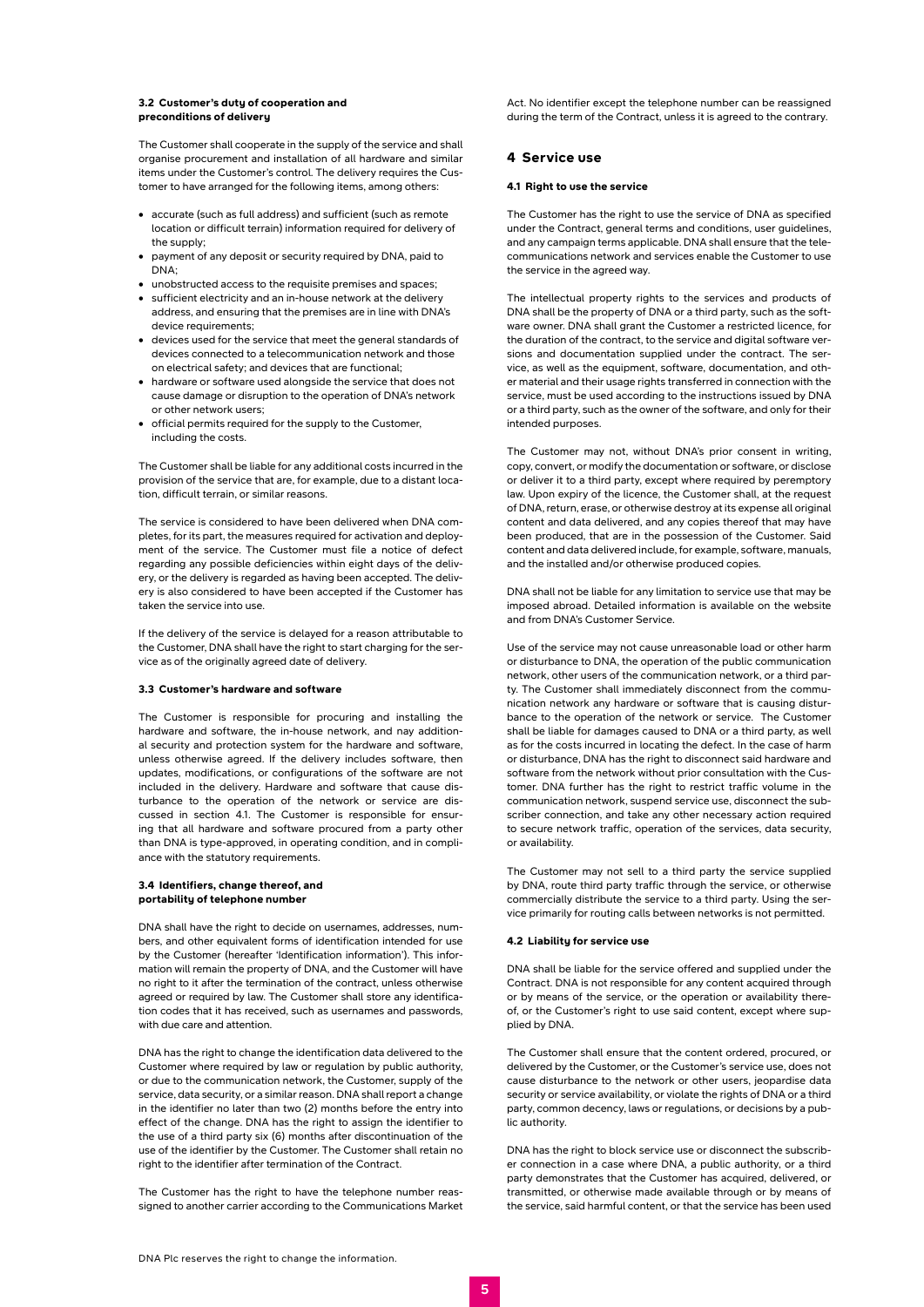### 3.2 Customer's duty of cooperation and preconditions of delivery

The Customer shall cooperate in the supply of the service and shall organise procurement and installation of all hardware and similar items under the Customer's control. The delivery requires the Customer to have arranged for the following items, among others:

- accurate (such as full address) and sufficient (such as remote location or difficult terrain) information required for delivery of the supply;
- payment of any deposit or security required by DNA, paid to DNA;
- unobstructed access to the requisite premises and spaces;
- sufficient electricity and an in-house network at the delivery address, and ensuring that the premises are in line with DNA's device requirements;
- devices used for the service that meet the general standards of devices connected to a telecommunication network and those on electrical safety; and devices that are functional;
- hardware or software used alongside the service that does not cause damage or disruption to the operation of DNA's network or other network users;
- official permits required for the supply to the Customer, including the costs.

The Customer shall be liable for any additional costs incurred in the provision of the service that are, for example, due to a distant location, difficult terrain, or similar reasons.

The service is considered to have been delivered when DNA completes, for its part, the measures required for activation and deployment of the service. The Customer must file a notice of defect regarding any possible deficiencies within eight days of the delivery, or the delivery is regarded as having been accepted. The delivery is also considered to have been accepted if the Customer has taken the service into use.

If the delivery of the service is delayed for a reason attributable to the Customer, DNA shall have the right to start charging for the service as of the originally agreed date of delivery.

### 3.3 Customer's hardware and software

The Customer is responsible for procuring and installing the hardware and software, the in-house network, and nay additional security and protection system for the hardware and software, unless otherwise agreed. If the delivery includes software, then updates, modifications, or configurations of the software are not included in the delivery. Hardware and software that cause disturbance to the operation of the network or service are discussed in section 4.1. The Customer is responsible for ensuring that all hardware and software procured from a party other than DNA is type-approved, in operating condition, and in compliance with the statutory requirements.

### 3.4 Identifiers, change thereof, and portability of telephone number

DNA shall have the right to decide on usernames, addresses, numbers, and other equivalent forms of identification intended for use by the Customer (hereafter 'Identification information'). This information will remain the property of DNA, and the Customer will have no right to it after the termination of the contract, unless otherwise agreed or required by law. The Customer shall store any identification codes that it has received, such as usernames and passwords, with due care and attention.

DNA has the right to change the identification data delivered to the Customer where required by law or regulation by public authority, or due to the communication network, the Customer, supply of the service, data security, or a similar reason. DNA shall report a change in the identifier no later than two (2) months before the entry into effect of the change. DNA has the right to assign the identifier to the use of a third party six (6) months after discontinuation of the use of the identifier by the Customer. The Customer shall retain no right to the identifier after termination of the Contract.

The Customer has the right to have the telephone number reassigned to another carrier according to the Communications Market Act. No identifier except the telephone number can be reassigned during the term of the Contract, unless it is agreed to the contrary.

## 4 Service use

### 4.1 Right to use the service

The Customer has the right to use the service of DNA as specified under the Contract, general terms and conditions, user guidelines, and any campaign terms applicable. DNA shall ensure that the telecommunications network and services enable the Customer to use the service in the agreed way.

The intellectual property rights to the services and products of DNA shall be the property of DNA or a third party, such as the software owner. DNA shall grant the Customer a restricted licence, for the duration of the contract, to the service and digital software versions and documentation supplied under the contract. The service, as well as the equipment, software, documentation, and other material and their usage rights transferred in connection with the service, must be used according to the instructions issued by DNA or a third party, such as the owner of the software, and only for their intended purposes.

The Customer may not, without DNA's prior consent in writing, copy, convert, or modify the documentation or software, or disclose or deliver it to a third party, except where required by peremptory law. Upon expiry of the licence, the Customer shall, at the request of DNA, return, erase, or otherwise destroy at its expense all original content and data delivered, and any copies thereof that may have been produced, that are in the possession of the Customer. Said content and data delivered include, for example, software, manuals, and the installed and/or otherwise produced copies.

DNA shall not be liable for any limitation to service use that may be imposed abroad. Detailed information is available on the website and from DNA's Customer Service.

Use of the service may not cause unreasonable load or other harm or disturbance to DNA, the operation of the public communication network, other users of the communication network, or a third party. The Customer shall immediately disconnect from the communication network any hardware or software that is causing disturbance to the operation of the network or service. The Customer shall be liable for damages caused to DNA or a third party, as well as for the costs incurred in locating the defect. In the case of harm or disturbance, DNA has the right to disconnect said hardware and software from the network without prior consultation with the Customer. DNA further has the right to restrict traffic volume in the communication network, suspend service use, disconnect the subscriber connection, and take any other necessary action required to secure network traffic, operation of the services, data security, or availability.

The Customer may not sell to a third party the service supplied by DNA, route third party traffic through the service, or otherwise commercially distribute the service to a third party. Using the service primarily for routing calls between networks is not permitted.

### 4.2 Liability for service use

DNA shall be liable for the service offered and supplied under the Contract. DNA is not responsible for any content acquired through or by means of the service, or the operation or availability thereof, or the Customer's right to use said content, except where supplied by DNA.

The Customer shall ensure that the content ordered, procured, or delivered by the Customer, or the Customer's service use, does not cause disturbance to the network or other users, jeopardise data security or service availability, or violate the rights of DNA or a third party, common decency, laws or regulations, or decisions by a public authority.

DNA has the right to block service use or disconnect the subscriber connection in a case where DNA, a public authority, or a third party demonstrates that the Customer has acquired, delivered, or transmitted, or otherwise made available through or by means of the service, said harmful content, or that the service has been used

DNA Plc reserves the right to change the information.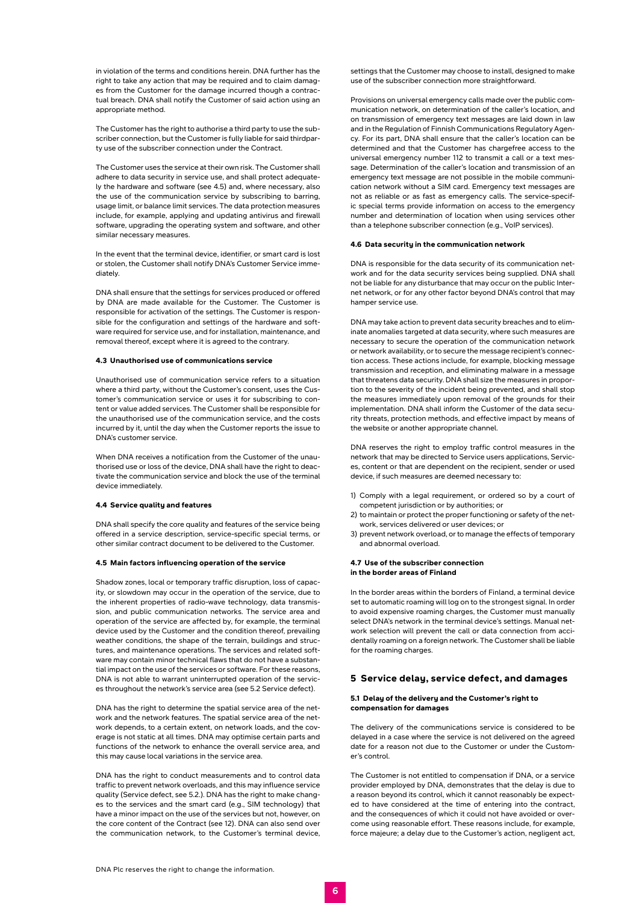in violation of the terms and conditions herein. DNA further has the right to take any action that may be required and to claim damages from the Customer for the damage incurred though a contractual breach. DNA shall notify the Customer of said action using an appropriate method.

The Customer has the right to authorise a third party to use the subscriber connection, but the Customer is fully liable for said thirdparty use of the subscriber connection under the Contract.

The Customer uses the service at their own risk. The Customer shall adhere to data security in service use, and shall protect adequately the hardware and software (see 4.5) and, where necessary, also the use of the communication service by subscribing to barring, usage limit, or balance limit services. The data protection measures include, for example, applying and updating antivirus and firewall software, upgrading the operating system and software, and other similar necessary measures.

In the event that the terminal device, identifier, or smart card is lost or stolen, the Customer shall notify DNA's Customer Service immediately.

DNA shall ensure that the settings for services produced or offered by DNA are made available for the Customer. The Customer is responsible for activation of the settings. The Customer is responsible for the configuration and settings of the hardware and software required for service use, and for installation, maintenance, and removal thereof, except where it is agreed to the contrary.

#### 4.3 Unauthorised use of communications service

Unauthorised use of communication service refers to a situation where a third party, without the Customer's consent, uses the Customer's communication service or uses it for subscribing to content or value added services. The Customer shall be responsible for the unauthorised use of the communication service, and the costs incurred by it, until the day when the Customer reports the issue to DNA's customer service.

When DNA receives a notification from the Customer of the unauthorised use or loss of the device, DNA shall have the right to deactivate the communication service and block the use of the terminal device immediately.

#### 4.4 Service quality and features

DNA shall specify the core quality and features of the service being offered in a service description, service-specific special terms, or other similar contract document to be delivered to the Customer.

#### 4.5 Main factors influencing operation of the service

Shadow zones, local or temporary traffic disruption, loss of capacity, or slowdown may occur in the operation of the service, due to the inherent properties of radio-wave technology, data transmission, and public communication networks. The service area and operation of the service are affected by, for example, the terminal device used by the Customer and the condition thereof, prevailing weather conditions, the shape of the terrain, buildings and structures, and maintenance operations. The services and related software may contain minor technical flaws that do not have a substantial impact on the use of the services or software. For these reasons, DNA is not able to warrant uninterrupted operation of the services throughout the network's service area (see 5.2 Service defect).

DNA has the right to determine the spatial service area of the network and the network features. The spatial service area of the network depends, to a certain extent, on network loads, and the coverage is not static at all times. DNA may optimise certain parts and functions of the network to enhance the overall service area, and this may cause local variations in the service area.

DNA has the right to conduct measurements and to control data traffic to prevent network overloads, and this may influence service quality (Service defect, see 5.2.). DNA has the right to make changes to the services and the smart card (e.g., SIM technology) that have a minor impact on the use of the services but not, however, on the core content of the Contract (see 12). DNA can also send over the communication network, to the Customer's terminal device, settings that the Customer may choose to install, designed to make use of the subscriber connection more straightforward.

Provisions on universal emergency calls made over the public communication network, on determination of the caller's location, and on transmission of emergency text messages are laid down in law and in the Regulation of Finnish Communications Regulatory Agency. For its part, DNA shall ensure that the caller's location can be determined and that the Customer has chargefree access to the universal emergency number 112 to transmit a call or a text message. Determination of the caller's location and transmission of an emergency text message are not possible in the mobile communication network without a SIM card. Emergency text messages are not as reliable or as fast as emergency calls. The service-specific special terms provide information on access to the emergency number and determination of location when using services other than a telephone subscriber connection (e.g., VoIP services).

#### 4.6 Data security in the communication network

DNA is responsible for the data security of its communication network and for the data security services being supplied. DNA shall not be liable for any disturbance that may occur on the public Internet network, or for any other factor beyond DNA's control that may hamper service use.

DNA may take action to prevent data security breaches and to eliminate anomalies targeted at data security, where such measures are necessary to secure the operation of the communication network or network availability, or to secure the message recipient's connection access. These actions include, for example, blocking message transmission and reception, and eliminating malware in a message that threatens data security. DNA shall size the measures in proportion to the severity of the incident being prevented, and shall stop the measures immediately upon removal of the grounds for their implementation. DNA shall inform the Customer of the data security threats, protection methods, and effective impact by means of the website or another appropriate channel.

DNA reserves the right to employ traffic control measures in the network that may be directed to Service users applications, Services, content or that are dependent on the recipient, sender or used device, if such measures are deemed necessary to:

1) Comply with a legal requirement, or ordered so by a court of competent jurisdiction or by authorities; or
2) to maintain or protect the proper functioning or safety of the network, services delivered or user devices; or
3) prevent network overload, or to manage the effects of temporary and abnormal overload.

#### 4.7 Use of the subscriber connection in the border areas of Finland

In the border areas within the borders of Finland, a terminal device set to automatic roaming will log on to the strongest signal. In order to avoid expensive roaming charges, the Customer must manually select DNA's network in the terminal device's settings. Manual network selection will prevent the call or data connection from accidentally roaming on a foreign network. The Customer shall be liable for the roaming charges.

## 5 Service delay, service defect, and damages

#### 5.1 Delay of the delivery and the Customer's right to compensation for damages

The delivery of the communications service is considered to be delayed in a case where the service is not delivered on the agreed date for a reason not due to the Customer or under the Customer's control.

The Customer is not entitled to compensation if DNA, or a service provider employed by DNA, demonstrates that the delay is due to a reason beyond its control, which it cannot reasonably be expected to have considered at the time of entering into the contract, and the consequences of which it could not have avoided or overcome using reasonable effort. These reasons include, for example, force majeure; a delay due to the Customer's action, negligent act,

DNA Plc reserves the right to change the information.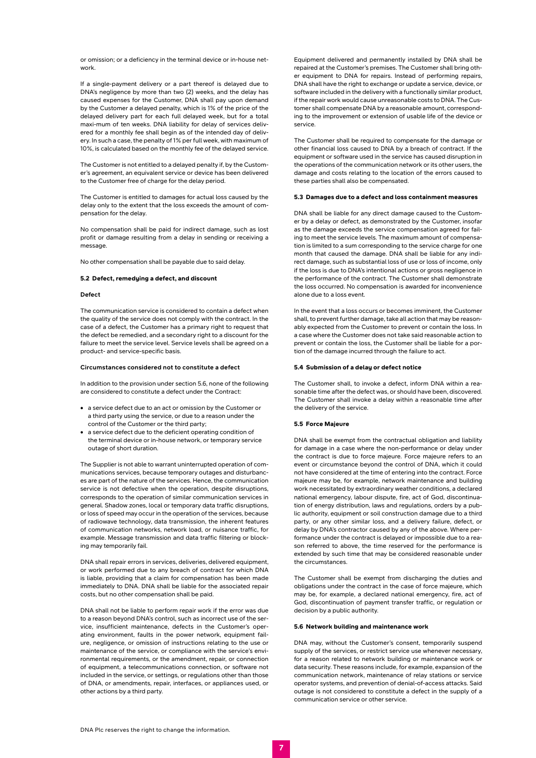or omission; or a deficiency in the terminal device or in-house network.

If a single-payment delivery or a part thereof is delayed due to DNA's negligence by more than two (2) weeks, and the delay has caused expenses for the Customer, DNA shall pay upon demand by the Customer a delayed penalty, which is 1% of the price of the delayed delivery part for each full delayed week, but for a total maxi-mum of ten weeks. DNA liability for delay of services delivered for a monthly fee shall begin as of the intended day of delivery. In such a case, the penalty of 1% per full week, with maximum of 10%, is calculated based on the monthly fee of the delayed service.

The Customer is not entitled to a delayed penalty if, by the Customer's agreement, an equivalent service or device has been delivered to the Customer free of charge for the delay period.

The Customer is entitled to damages for actual loss caused by the delay only to the extent that the loss exceeds the amount of compensation for the delay.

No compensation shall be paid for indirect damage, such as lost profit or damage resulting from a delay in sending or receiving a message.

No other compensation shall be payable due to said delay.

#### 5.2 Defect, remedying a defect, and discount

**Defect**

The communication service is considered to contain a defect when the quality of the service does not comply with the contract. In the case of a defect, the Customer has a primary right to request that the defect be remedied, and a secondary right to a discount for the failure to meet the service level. Service levels shall be agreed on a product- and service-specific basis.

**Circumstances considered not to constitute a defect**

In addition to the provision under section 5.6, none of the following are considered to constitute a defect under the Contract:

- a service defect due to an act or omission by the Customer or a third party using the service, or due to a reason under the control of the Customer or the third party;
- a service defect due to the deficient operating condition of the terminal device or in-house network, or temporary service outage of short duration.

The Supplier is not able to warrant uninterrupted operation of communications services, because temporary outages and disturbances are part of the nature of the services. Hence, the communication service is not defective when the operation, despite disruptions, corresponds to the operation of similar communication services in general. Shadow zones, local or temporary data traffic disruptions, or loss of speed may occur in the operation of the services, because of radiowave technology, data transmission, the inherent features of communication networks, network load, or nuisance traffic, for example. Message transmission and data traffic filtering or blocking may temporarily fail.

DNA shall repair errors in services, deliveries, delivered equipment, or work performed due to any breach of contract for which DNA is liable, providing that a claim for compensation has been made immediately to DNA. DNA shall be liable for the associated repair costs, but no other compensation shall be paid.

DNA shall not be liable to perform repair work if the error was due to a reason beyond DNA's control, such as incorrect use of the service, insufficient maintenance, defects in the Customer's operating environment, faults in the power network, equipment failure, negligence, or omission of instructions relating to the use or maintenance of the service, or compliance with the service's environmental requirements, or the amendment, repair, or connection of equipment, a telecommunications connection, or software not included in the service, or settings, or regulations other than those of DNA, or amendments, repair, interfaces, or appliances used, or other actions by a third party.

Equipment delivered and permanently installed by DNA shall be repaired at the Customer's premises. The Customer shall bring other equipment to DNA for repairs. Instead of performing repairs, DNA shall have the right to exchange or update a service, device, or software included in the delivery with a functionally similar product, if the repair work would cause unreasonable costs to DNA. The Customer shall compensate DNA by a reasonable amount, corresponding to the improvement or extension of usable life of the device or service.

The Customer shall be required to compensate for the damage or other financial loss caused to DNA by a breach of contract. If the equipment or software used in the service has caused disruption in the operations of the communication network or its other users, the damage and costs relating to the location of the errors caused to these parties shall also be compensated.

#### 5.3 Damages due to a defect and loss containment measures

DNA shall be liable for any direct damage caused to the Customer by a delay or defect, as demonstrated by the Customer, insofar as the damage exceeds the service compensation agreed for failing to meet the service levels. The maximum amount of compensation is limited to a sum corresponding to the service charge for one month that caused the damage. DNA shall be liable for any indirect damage, such as substantial loss of use or loss of income, only if the loss is due to DNA's intentional actions or gross negligence in the performance of the contract. The Customer shall demonstrate the loss occurred. No compensation is awarded for inconvenience alone due to a loss event.

In the event that a loss occurs or becomes imminent, the Customer shall, to prevent further damage, take all action that may be reasonably expected from the Customer to prevent or contain the loss. In a case where the Customer does not take said reasonable action to prevent or contain the loss, the Customer shall be liable for a portion of the damage incurred through the failure to act.

#### 5.4 Submission of a delay or defect notice

The Customer shall, to invoke a defect, inform DNA within a reasonable time after the defect was, or should have been, discovered. The Customer shall invoke a delay within a reasonable time after the delivery of the service.

#### 5.5 Force Majeure

DNA shall be exempt from the contractual obligation and liability for damage in a case where the non-performance or delay under the contract is due to force majeure. Force majeure refers to an event or circumstance beyond the control of DNA, which it could not have considered at the time of entering into the contract. Force majeure may be, for example, network maintenance and building work necessitated by extraordinary weather conditions, a declared national emergency, labour dispute, fire, act of God, discontinuation of energy distribution, laws and regulations, orders by a public authority, equipment or soil construction damage due to a third party, or any other similar loss, and a delivery failure, defect, or delay by DNA's contractor caused by any of the above. Where performance under the contract is delayed or impossible due to a reason referred to above, the time reserved for the performance is extended by such time that may be considered reasonable under the circumstances.

The Customer shall be exempt from discharging the duties and obligations under the contract in the case of force majeure, which may be, for example, a declared national emergency, fire, act of God, discontinuation of payment transfer traffic, or regulation or decision by a public authority.

#### 5.6 Network building and maintenance work

DNA may, without the Customer's consent, temporarily suspend supply of the services, or restrict service use whenever necessary, for a reason related to network building or maintenance work or data security. These reasons include, for example, expansion of the communication network, maintenance of relay stations or service operator systems, and prevention of denial-of-access attacks. Said outage is not considered to constitute a defect in the supply of a communication service or other service.

DNA Plc reserves the right to change the information.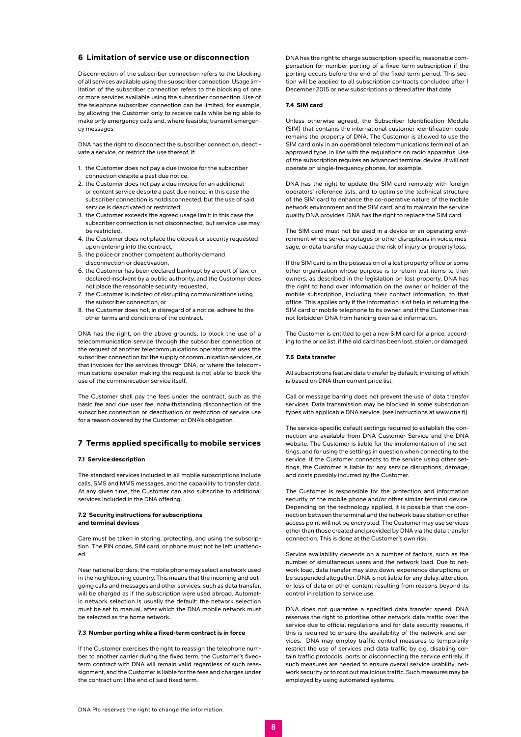## 6 Limitation of service use or disconnection

Disconnection of the subscriber connection refers to the blocking of all services available using the subscriber connection. Usage limitation of the subscriber connection refers to the blocking of one or more services available using the subscriber connection. Use of the telephone subscriber connection can be limited, for example, by allowing the Customer only to receive calls while being able to make only emergency calls and, where feasible, transmit emergency messages.

DNA has the right to disconnect the subscriber connection, deactivate a service, or restrict the use thereof, if:

1. the Customer does not pay a due invoice for the subscriber connection despite a past due notice,
2. the Customer does not pay a due invoice for an additional or content service despite a past due notice; in this case the subscriber connection is notdisconnected, but the use of said service is deactivated or restricted,
3. the Customer exceeds the agreed usage limit; in this case the subscriber connection is not disconnected, but service use may be restricted,
4. the Customer does not place the deposit or security requested upon entering into the contract,
5. the police or another competent authority demand disconnection or deactivation,
6. the Customer has been declared bankrupt by a court of law, or declared insolvent by a public authority, and the Customer does not place the reasonable security requested,
7. the Customer is indicted of disrupting communications using the subscriber connection, or
8. the Customer does not, in disregard of a notice, adhere to the other terms and conditions of the contract.

DNA has the right, on the above grounds, to block the use of a telecommunication service through the subscriber connection at the request of another telecommunications operator that uses the subscriber connection for the supply of communication services, or that invoices for the services through DNA, or where the telecommunications operator making the request is not able to block the use of the communication service itself.

The Customer shall pay the fees under the contract, such as the basic fee and due user fee, notwithstanding disconnection of the subscriber connection or deactivation or restriction of service use for a reason covered by the Customer or DNA's obligation.

## 7 Terms applied specifically to mobile services

### 7.1 Service description

The standard services included in all mobile subscriptions include calls, SMS and MMS messages, and the capability to transfer data. At any given time, the Customer can also subscribe to additional services included in the DNA offering.

### 7.2 Security instructions for subscriptions and terminal devices

Care must be taken in storing, protecting, and using the subscription. The PIN codes, SIM card, or phone must not be left unattended.

Near national borders, the mobile phone may select a network used in the neighbouring country. This means that the incoming and outgoing calls and messages and other services, such as data transfer, will be charged as if the subscription were used abroad. Automatic network selection is usually the default; the network selection must be set to manual, after which the DNA mobile network must be selected as the home network.

### 7.3 Number porting while a fixed-term contract is in force

If the Customer exercises the right to reassign the telephone number to another carrier during the fixed term, the Customer's fixed-term contract with DNA will remain valid regardless of such reassignment, and the Customer is liable for the fees and charges under the contract until the end of said fixed term.

DNA has the right to charge subscription-specific, reasonable compensation for number porting of a fixed-term subscription if the porting occurs before the end of the fixed-term period. This section will be applied to all subscription contracts concluded after 1 December 2015 or new subscriptions ordered after that date.

### 7.4 SIM card

Unless otherwise agreed, the Subscriber Identification Module (SIM) that contains the international customer identification code remains the property of DNA. The Customer is allowed to use the SIM card only in an operational telecommunications terminal of an approved type, in line with the regulations on radio apparatus. Use of the subscription requires an advanced terminal device. It will not operate on single-frequency phones, for example.

DNA has the right to update the SIM card remotely with foreign operators' reference lists, and to optimise the technical structure of the SIM card to enhance the co-operative nature of the mobile network environment and the SIM card, and to maintain the service quality DNA provides. DNA has the right to replace the SIM card.

The SIM card must not be used in a device or an operating environment where service outages or other disruptions in voice, message, or data transfer may cause the risk of injury or property loss.

If the SIM card is in the possession of a lost property office or some other organisation whose purpose is to return lost items to their owners, as described in the legislation on lost property, DNA has the right to hand over information on the owner or holder of the mobile subscription, including their contact information, to that office. This applies only if the information is of help in returning the SIM card or mobile telephone to its owner, and if the Customer has not forbidden DNA from handing over said information.

The Customer is entitled to get a new SIM card for a price, according to the price list, if the old card has been lost, stolen, or damaged.

### 7.5 Data transfer

All subscriptions feature data transfer by default, invoicing of which is based on DNA then current price list.

Call or message barring does not prevent the use of data transfer services. Data transmission may be blocked in some subscription types with applicable DNA service. (see instructions at www.dna.fi).

The service-specific default settings required to establish the connection are available from DNA Customer Service and the DNA website. The Customer is liable for the implementation of the settings, and for using the settings in question when connecting to the service. If the Customer connects to the service using other settings, the Customer is liable for any service disruptions, damage, and costs possibly incurred by the Customer.

The Customer is responsible for the protection and information security of the mobile phone and/or other similar terminal device. Depending on the technology applied, it is possible that the connection between the terminal and the network base station or other access point will not be encrypted. The Customer may use services other than those created and provided by DNA via the data transfer connection. This is done at the Customer's own risk.

Service availability depends on a number of factors, such as the number of simultaneous users and the network load. Due to network load, data transfer may slow down, experience disruptions, or be suspended altogether. DNA is not liable for any delay, alteration, or loss of data or other content resulting from reasons beyond its control in relation to service use.

DNA does not guarantee a specified data transfer speed. DNA reserves the right to prioritise other network data traffic over the service due to official regulations and for data security reasons, if this is required to ensure the availability of the network and services. DNA may employ traffic control measures to temporarily restrict the use of services and data traffic by e.g. disabling certain traffic protocols, ports or disconnecting the service entirely, if such measures are needed to ensure overall service usability, network security or to root out malicious traffic. Such measures may be employed by using automated systems.

DNA Plc reserves the right to change the information.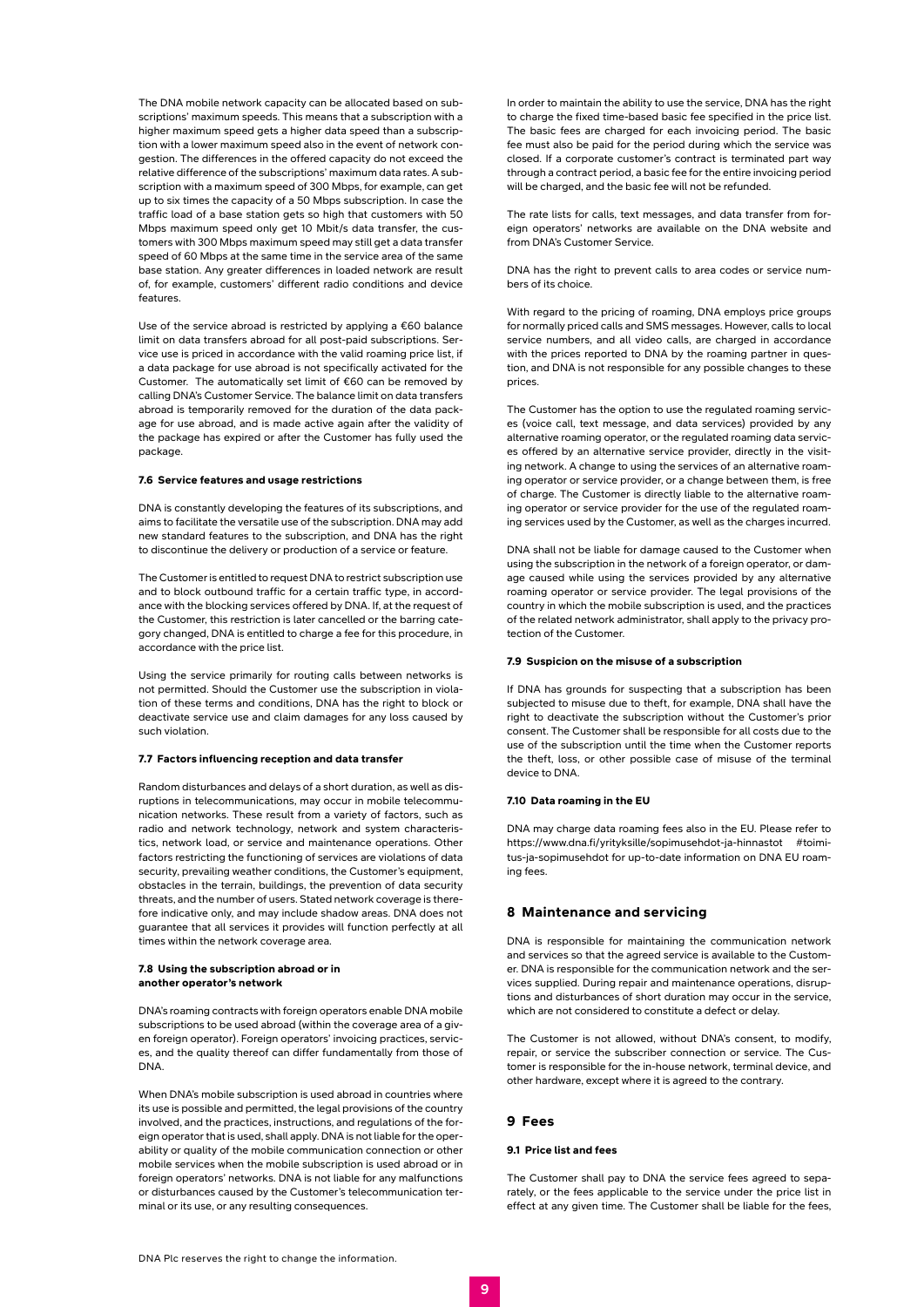The DNA mobile network capacity can be allocated based on subscriptions' maximum speeds. This means that a subscription with a higher maximum speed gets a higher data speed than a subscription with a lower maximum speed also in the event of network congestion. The differences in the offered capacity do not exceed the relative difference of the subscriptions' maximum data rates. A subscription with a maximum speed of 300 Mbps, for example, can get up to six times the capacity of a 50 Mbps subscription. In case the traffic load of a base station gets so high that customers with 50 Mbps maximum speed only get 10 Mbit/s data transfer, the customers with 300 Mbps maximum speed may still get a data transfer speed of 60 Mbps at the same time in the service area of the same base station. Any greater differences in loaded network are result of, for example, customers' different radio conditions and device features.

Use of the service abroad is restricted by applying a €60 balance limit on data transfers abroad for all post-paid subscriptions. Service use is priced in accordance with the valid roaming price list, if a data package for use abroad is not specifically activated for the Customer. The automatically set limit of €60 can be removed by calling DNA's Customer Service. The balance limit on data transfers abroad is temporarily removed for the duration of the data package for use abroad, and is made active again after the validity of the package has expired or after the Customer has fully used the package.

#### 7.6 Service features and usage restrictions

DNA is constantly developing the features of its subscriptions, and aims to facilitate the versatile use of the subscription. DNA may add new standard features to the subscription, and DNA has the right to discontinue the delivery or production of a service or feature.

The Customer is entitled to request DNA to restrict subscription use and to block outbound traffic for a certain traffic type, in accordance with the blocking services offered by DNA. If, at the request of the Customer, this restriction is later cancelled or the barring category changed, DNA is entitled to charge a fee for this procedure, in accordance with the price list.

Using the service primarily for routing calls between networks is not permitted. Should the Customer use the subscription in violation of these terms and conditions, DNA has the right to block or deactivate service use and claim damages for any loss caused by such violation.

#### 7.7 Factors influencing reception and data transfer

Random disturbances and delays of a short duration, as well as disruptions in telecommunications, may occur in mobile telecommunication networks. These result from a variety of factors, such as radio and network technology, network and system characteristics, network load, or service and maintenance operations. Other factors restricting the functioning of services are violations of data security, prevailing weather conditions, the Customer's equipment, obstacles in the terrain, buildings, the prevention of data security threats, and the number of users. Stated network coverage is therefore indicative only, and may include shadow areas. DNA does not guarantee that all services it provides will function perfectly at all times within the network coverage area.

#### 7.8 Using the subscription abroad or in another operator's network

DNA's roaming contracts with foreign operators enable DNA mobile subscriptions to be used abroad (within the coverage area of a given foreign operator). Foreign operators' invoicing practices, services, and the quality thereof can differ fundamentally from those of DNA.

When DNA's mobile subscription is used abroad in countries where its use is possible and permitted, the legal provisions of the country involved, and the practices, instructions, and regulations of the foreign operator that is used, shall apply. DNA is not liable for the operability or quality of the mobile communication connection or other mobile services when the mobile subscription is used abroad or in foreign operators' networks. DNA is not liable for any malfunctions or disturbances caused by the Customer's telecommunication terminal or its use, or any resulting consequences.

In order to maintain the ability to use the service, DNA has the right to charge the fixed time-based basic fee specified in the price list. The basic fees are charged for each invoicing period. The basic fee must also be paid for the period during which the service was closed. If a corporate customer's contract is terminated part way through a contract period, a basic fee for the entire invoicing period will be charged, and the basic fee will not be refunded.

The rate lists for calls, text messages, and data transfer from foreign operators' networks are available on the DNA website and from DNA's Customer Service.

DNA has the right to prevent calls to area codes or service numbers of its choice.

With regard to the pricing of roaming, DNA employs price groups for normally priced calls and SMS messages. However, calls to local service numbers, and all video calls, are charged in accordance with the prices reported to DNA by the roaming partner in question, and DNA is not responsible for any possible changes to these prices.

The Customer has the option to use the regulated roaming services (voice call, text message, and data services) provided by any alternative roaming operator, or the regulated roaming data services offered by an alternative service provider, directly in the visiting network. A change to using the services of an alternative roaming operator or service provider, or a change between them, is free of charge. The Customer is directly liable to the alternative roaming operator or service provider for the use of the regulated roaming services used by the Customer, as well as the charges incurred.

DNA shall not be liable for damage caused to the Customer when using the subscription in the network of a foreign operator, or damage caused while using the services provided by any alternative roaming operator or service provider. The legal provisions of the country in which the mobile subscription is used, and the practices of the related network administrator, shall apply to the privacy protection of the Customer.

#### 7.9 Suspicion on the misuse of a subscription

If DNA has grounds for suspecting that a subscription has been subjected to misuse due to theft, for example, DNA shall have the right to deactivate the subscription without the Customer's prior consent. The Customer shall be responsible for all costs due to the use of the subscription until the time when the Customer reports the theft, loss, or other possible case of misuse of the terminal device to DNA.

#### 7.10 Data roaming in the EU

DNA may charge data roaming fees also in the EU. Please refer to https://www.dna.fi/yrityksille/sopimusehdot-ja-hinnastot #toimitus-ja-sopimusehdot for up-to-date information on DNA EU roaming fees.

## 8 Maintenance and servicing

DNA is responsible for maintaining the communication network and services so that the agreed service is available to the Customer. DNA is responsible for the communication network and the services supplied. During repair and maintenance operations, disruptions and disturbances of short duration may occur in the service, which are not considered to constitute a defect or delay.

The Customer is not allowed, without DNA's consent, to modify, repair, or service the subscriber connection or service. The Customer is responsible for the in-house network, terminal device, and other hardware, except where it is agreed to the contrary.

## 9 Fees

#### 9.1 Price list and fees

The Customer shall pay to DNA the service fees agreed to separately, or the fees applicable to the service under the price list in effect at any given time. The Customer shall be liable for the fees,

DNA Plc reserves the right to change the information.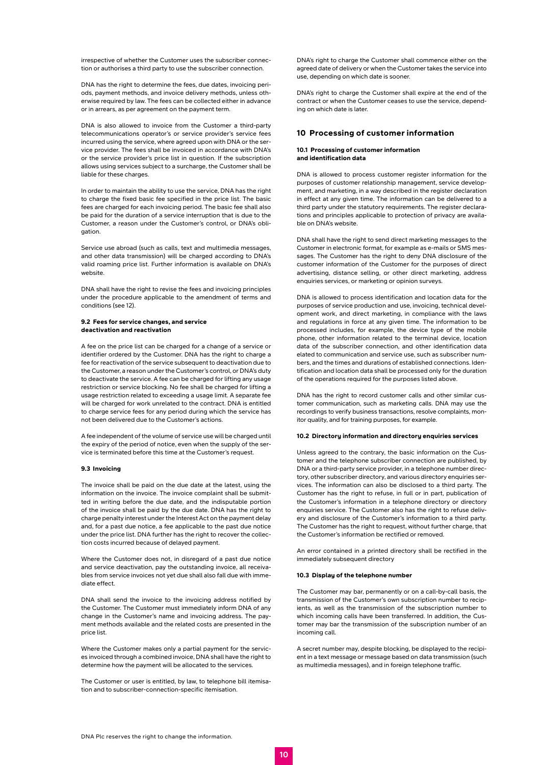irrespective of whether the Customer uses the subscriber connection or authorises a third party to use the subscriber connection.

DNA has the right to determine the fees, due dates, invoicing periods, payment methods, and invoice delivery methods, unless otherwise required by law. The fees can be collected either in advance or in arrears, as per agreement on the payment term.

DNA is also allowed to invoice from the Customer a third-party telecommunications operator's or service provider's service fees incurred using the service, where agreed upon with DNA or the service provider. The fees shall be invoiced in accordance with DNA's or the service provider's price list in question. If the subscription allows using services subject to a surcharge, the Customer shall be liable for these charges.

In order to maintain the ability to use the service, DNA has the right to charge the fixed basic fee specified in the price list. The basic fees are charged for each invoicing period. The basic fee shall also be paid for the duration of a service interruption that is due to the Customer, a reason under the Customer's control, or DNA's obligation.

Service use abroad (such as calls, text and multimedia messages, and other data transmission) will be charged according to DNA's valid roaming price list. Further information is available on DNA's website.

DNA shall have the right to revise the fees and invoicing principles under the procedure applicable to the amendment of terms and conditions (see 12).

#### 9.2 Fees for service changes, and service deactivation and reactivation

A fee on the price list can be charged for a change of a service or identifier ordered by the Customer. DNA has the right to charge a fee for reactivation of the service subsequent to deactivation due to the Customer, a reason under the Customer's control, or DNA's duty to deactivate the service. A fee can be charged for lifting any usage restriction or service blocking. No fee shall be charged for lifting a usage restriction related to exceeding a usage limit. A separate fee will be charged for work unrelated to the contract. DNA is entitled to charge service fees for any period during which the service has not been delivered due to the Customer's actions.

A fee independent of the volume of service use will be charged until the expiry of the period of notice, even when the supply of the service is terminated before this time at the Customer's request.

#### 9.3 Invoicing

The invoice shall be paid on the due date at the latest, using the information on the invoice. The invoice complaint shall be submitted in writing before the due date, and the indisputable portion of the invoice shall be paid by the due date. DNA has the right to charge penalty interest under the Interest Act on the payment delay and, for a past due notice, a fee applicable to the past due notice under the price list. DNA further has the right to recover the collection costs incurred because of delayed payment.

Where the Customer does not, in disregard of a past due notice and service deactivation, pay the outstanding invoice, all receivables from service invoices not yet due shall also fall due with immediate effect.

DNA shall send the invoice to the invoicing address notified by the Customer. The Customer must immediately inform DNA of any change in the Customer's name and invoicing address. The payment methods available and the related costs are presented in the price list.

Where the Customer makes only a partial payment for the services invoiced through a combined invoice, DNA shall have the right to determine how the payment will be allocated to the services.

The Customer or user is entitled, by law, to telephone bill itemisation and to subscriber-connection-specific itemisation.

DNA's right to charge the Customer shall commence either on the agreed date of delivery or when the Customer takes the service into use, depending on which date is sooner.

DNA's right to charge the Customer shall expire at the end of the contract or when the Customer ceases to use the service, depending on which date is later.

## 10 Processing of customer information

#### 10.1 Processing of customer information and identification data

DNA is allowed to process customer register information for the purposes of customer relationship management, service development, and marketing, in a way described in the register declaration in effect at any given time. The information can be delivered to a third party under the statutory requirements. The register declarations and principles applicable to protection of privacy are available on DNA's website.

DNA shall have the right to send direct marketing messages to the Customer in electronic format, for example as e-mails or SMS messages. The Customer has the right to deny DNA disclosure of the customer information of the Customer for the purposes of direct advertising, distance selling, or other direct marketing, address enquiries services, or marketing or opinion surveys.

DNA is allowed to process identification and location data for the purposes of service production and use, invoicing, technical development work, and direct marketing, in compliance with the laws and regulations in force at any given time. The information to be processed includes, for example, the device type of the mobile phone, other information related to the terminal device, location data of the subscriber connection, and other identification data elated to communication and service use, such as subscriber numbers, and the times and durations of established connections. Identification and location data shall be processed only for the duration of the operations required for the purposes listed above.

DNA has the right to record customer calls and other similar customer communication, such as marketing calls. DNA may use the recordings to verify business transactions, resolve complaints, monitor quality, and for training purposes, for example.

#### 10.2 Directory information and directory enquiries services

Unless agreed to the contrary, the basic information on the Customer and the telephone subscriber connection are published, by DNA or a third-party service provider, in a telephone number directory, other subscriber directory, and various directory enquiries services. The information can also be disclosed to a third party. The Customer has the right to refuse, in full or in part, publication of the Customer's information in a telephone directory or directory enquiries service. The Customer also has the right to refuse delivery and disclosure of the Customer's information to a third party. The Customer has the right to request, without further charge, that the Customer's information be rectified or removed.

An error contained in a printed directory shall be rectified in the immediately subsequent directory

#### 10.3 Display of the telephone number

The Customer may bar, permanently or on a call-by-call basis, the transmission of the Customer's own subscription number to recipients, as well as the transmission of the subscription number to which incoming calls have been transferred. In addition, the Customer may bar the transmission of the subscription number of an incoming call.

A secret number may, despite blocking, be displayed to the recipient in a text message or message based on data transmission (such as multimedia messages), and in foreign telephone traffic.

DNA Plc reserves the right to change the information.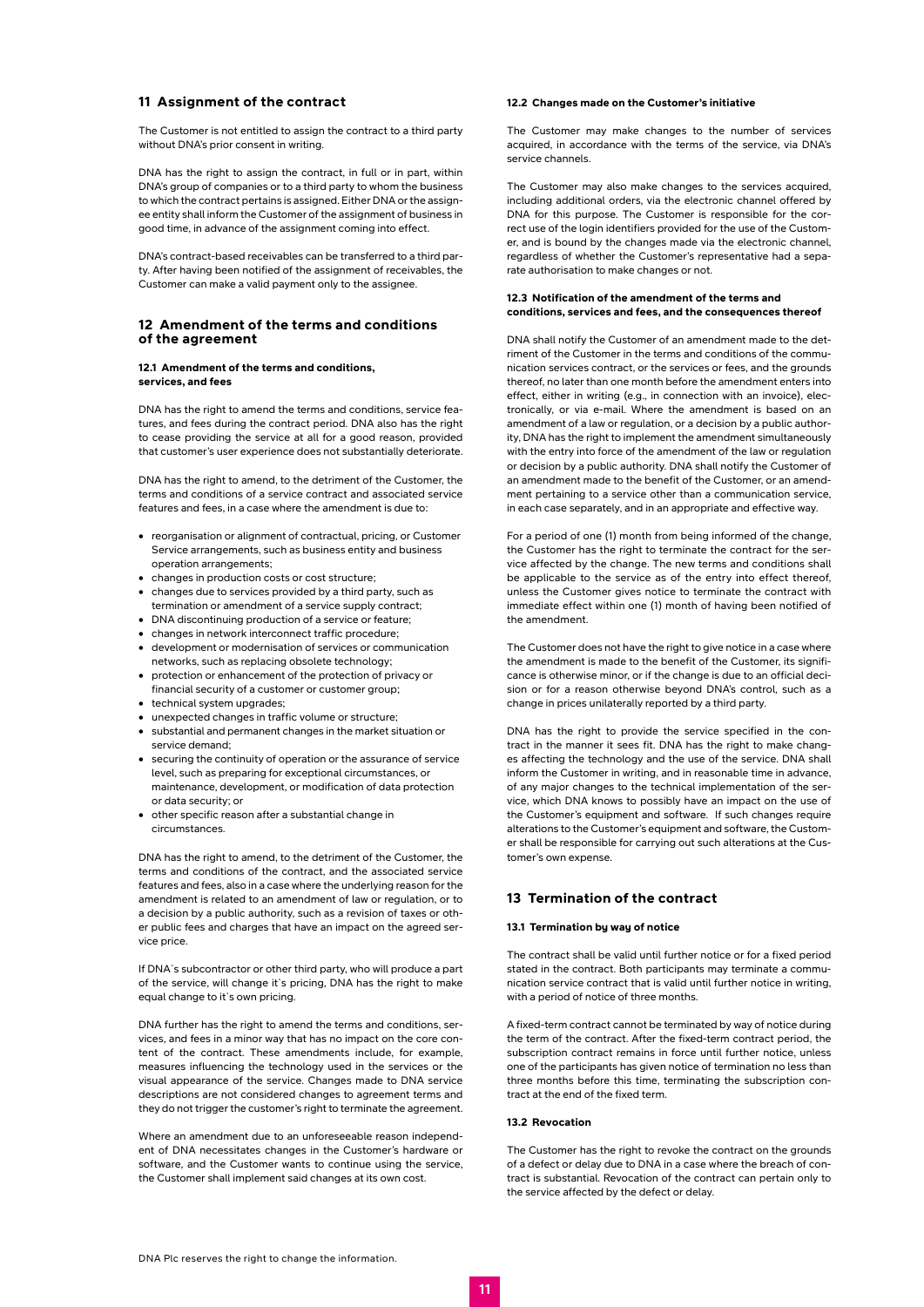## 11 Assignment of the contract

The Customer is not entitled to assign the contract to a third party without DNA's prior consent in writing.

DNA has the right to assign the contract, in full or in part, within DNA's group of companies or to a third party to whom the business to which the contract pertains is assigned. Either DNA or the assignee entity shall inform the Customer of the assignment of business in good time, in advance of the assignment coming into effect.

DNA's contract-based receivables can be transferred to a third party. After having been notified of the assignment of receivables, the Customer can make a valid payment only to the assignee.

## 12 Amendment of the terms and conditions of the agreement

### 12.1 Amendment of the terms and conditions, services, and fees

DNA has the right to amend the terms and conditions, service features, and fees during the contract period. DNA also has the right to cease providing the service at all for a good reason, provided that customer's user experience does not substantially deteriorate.

DNA has the right to amend, to the detriment of the Customer, the terms and conditions of a service contract and associated service features and fees, in a case where the amendment is due to:

- reorganisation or alignment of contractual, pricing, or Customer Service arrangements, such as business entity and business operation arrangements;
- changes in production costs or cost structure;
- changes due to services provided by a third party, such as termination or amendment of a service supply contract;
- DNA discontinuing production of a service or feature;
- changes in network interconnect traffic procedure;
- development or modernisation of services or communication networks, such as replacing obsolete technology;
- protection or enhancement of the protection of privacy or financial security of a customer or customer group;
- technical system upgrades;
- unexpected changes in traffic volume or structure;
- substantial and permanent changes in the market situation or service demand;
- securing the continuity of operation or the assurance of service level, such as preparing for exceptional circumstances, or maintenance, development, or modification of data protection or data security; or
- other specific reason after a substantial change in circumstances.

DNA has the right to amend, to the detriment of the Customer, the terms and conditions of the contract, and the associated service features and fees, also in a case where the underlying reason for the amendment is related to an amendment of law or regulation, or to a decision by a public authority, such as a revision of taxes or other public fees and charges that have an impact on the agreed service price.

If DNA`s subcontractor or other third party, who will produce a part of the service, will change it`s pricing, DNA has the right to make equal change to it`s own pricing.

DNA further has the right to amend the terms and conditions, services, and fees in a minor way that has no impact on the core content of the contract. These amendments include, for example, measures influencing the technology used in the services or the visual appearance of the service. Changes made to DNA service descriptions are not considered changes to agreement terms and they do not trigger the customer's right to terminate the agreement.

Where an amendment due to an unforeseeable reason independent of DNA necessitates changes in the Customer's hardware or software, and the Customer wants to continue using the service, the Customer shall implement said changes at its own cost.

### 12.2 Changes made on the Customer's initiative

The Customer may make changes to the number of services acquired, in accordance with the terms of the service, via DNA's service channels.

The Customer may also make changes to the services acquired, including additional orders, via the electronic channel offered by DNA for this purpose. The Customer is responsible for the correct use of the login identifiers provided for the use of the Customer, and is bound by the changes made via the electronic channel, regardless of whether the Customer's representative had a separate authorisation to make changes or not.

### 12.3 Notification of the amendment of the terms and conditions, services and fees, and the consequences thereof

DNA shall notify the Customer of an amendment made to the detriment of the Customer in the terms and conditions of the communication services contract, or the services or fees, and the grounds thereof, no later than one month before the amendment enters into effect, either in writing (e.g., in connection with an invoice), electronically, or via e-mail. Where the amendment is based on an amendment of a law or regulation, or a decision by a public authority, DNA has the right to implement the amendment simultaneously with the entry into force of the amendment of the law or regulation or decision by a public authority. DNA shall notify the Customer of an amendment made to the benefit of the Customer, or an amendment pertaining to a service other than a communication service, in each case separately, and in an appropriate and effective way.

For a period of one (1) month from being informed of the change, the Customer has the right to terminate the contract for the service affected by the change. The new terms and conditions shall be applicable to the service as of the entry into effect thereof, unless the Customer gives notice to terminate the contract with immediate effect within one (1) month of having been notified of the amendment.

The Customer does not have the right to give notice in a case where the amendment is made to the benefit of the Customer, its significance is otherwise minor, or if the change is due to an official decision or for a reason otherwise beyond DNA's control, such as a change in prices unilaterally reported by a third party.

DNA has the right to provide the service specified in the contract in the manner it sees fit. DNA has the right to make changes affecting the technology and the use of the service. DNA shall inform the Customer in writing, and in reasonable time in advance, of any major changes to the technical implementation of the service, which DNA knows to possibly have an impact on the use of the Customer's equipment and software. If such changes require alterations to the Customer's equipment and software, the Customer shall be responsible for carrying out such alterations at the Customer's own expense.

## 13 Termination of the contract

### 13.1 Termination by way of notice

The contract shall be valid until further notice or for a fixed period stated in the contract. Both participants may terminate a communication service contract that is valid until further notice in writing, with a period of notice of three months.

A fixed-term contract cannot be terminated by way of notice during the term of the contract. After the fixed-term contract period, the subscription contract remains in force until further notice, unless one of the participants has given notice of termination no less than three months before this time, terminating the subscription contract at the end of the fixed term.

### 13.2 Revocation

The Customer has the right to revoke the contract on the grounds of a defect or delay due to DNA in a case where the breach of contract is substantial. Revocation of the contract can pertain only to the service affected by the defect or delay.

DNA Plc reserves the right to change the information.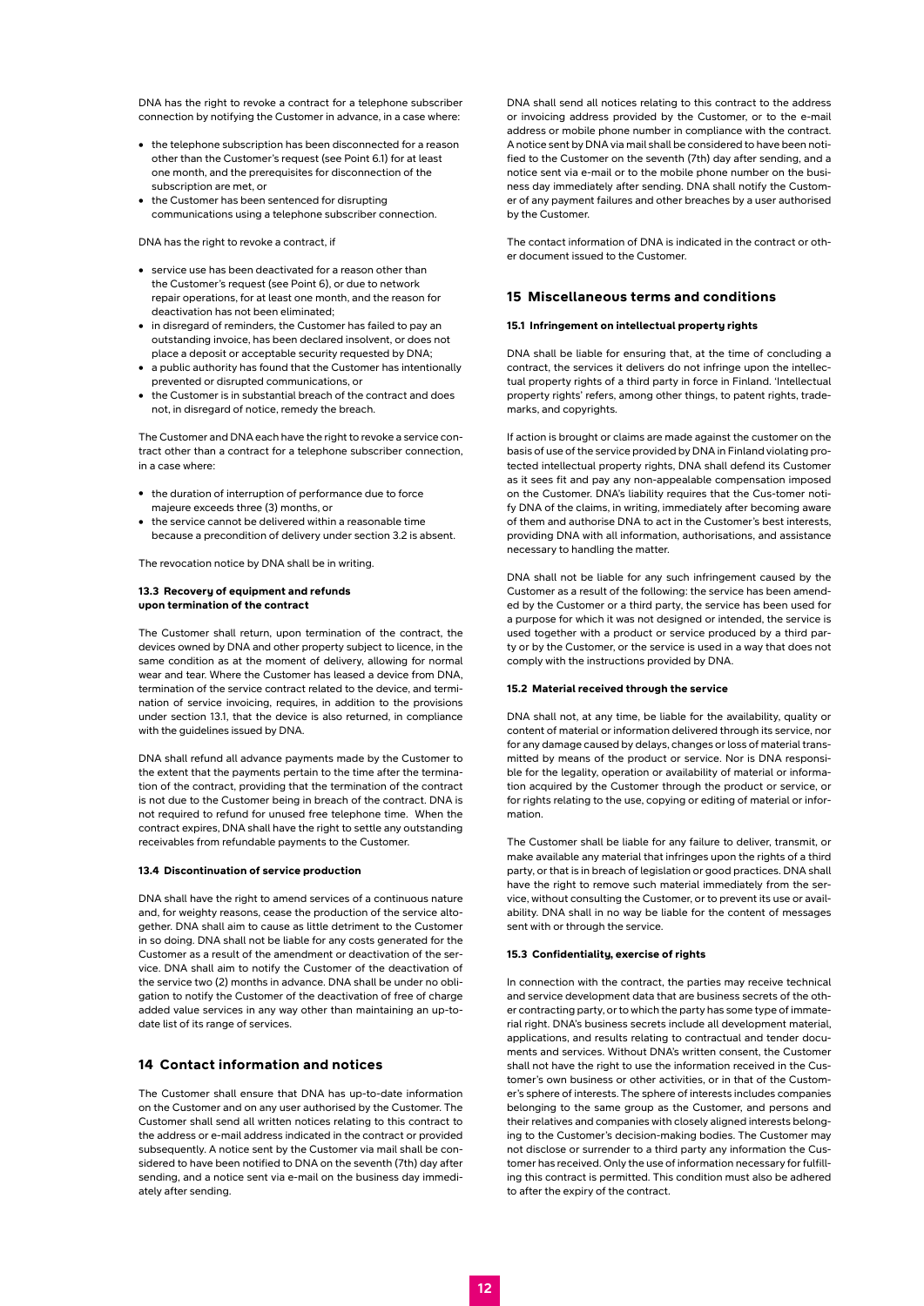DNA has the right to revoke a contract for a telephone subscriber connection by notifying the Customer in advance, in a case where:

- the telephone subscription has been disconnected for a reason other than the Customer's request (see Point 6.1) for at least one month, and the prerequisites for disconnection of the subscription are met, or
- the Customer has been sentenced for disrupting communications using a telephone subscriber connection.

DNA has the right to revoke a contract, if

- service use has been deactivated for a reason other than the Customer's request (see Point 6), or due to network repair operations, for at least one month, and the reason for deactivation has not been eliminated;
- in disregard of reminders, the Customer has failed to pay an outstanding invoice, has been declared insolvent, or does not place a deposit or acceptable security requested by DNA;
- a public authority has found that the Customer has intentionally prevented or disrupted communications, or
- the Customer is in substantial breach of the contract and does not, in disregard of notice, remedy the breach.

The Customer and DNA each have the right to revoke a service contract other than a contract for a telephone subscriber connection, in a case where:

- the duration of interruption of performance due to force majeure exceeds three (3) months, or
- the service cannot be delivered within a reasonable time because a precondition of delivery under section 3.2 is absent.

The revocation notice by DNA shall be in writing.

#### 13.3 Recovery of equipment and refunds upon termination of the contract

The Customer shall return, upon termination of the contract, the devices owned by DNA and other property subject to licence, in the same condition as at the moment of delivery, allowing for normal wear and tear. Where the Customer has leased a device from DNA, termination of the service contract related to the device, and termination of service invoicing, requires, in addition to the provisions under section 13.1, that the device is also returned, in compliance with the guidelines issued by DNA.

DNA shall refund all advance payments made by the Customer to the extent that the payments pertain to the time after the termination of the contract, providing that the termination of the contract is not due to the Customer being in breach of the contract. DNA is not required to refund for unused free telephone time. When the contract expires, DNA shall have the right to settle any outstanding receivables from refundable payments to the Customer.

#### 13.4 Discontinuation of service production

DNA shall have the right to amend services of a continuous nature and, for weighty reasons, cease the production of the service altogether. DNA shall aim to cause as little detriment to the Customer in so doing. DNA shall not be liable for any costs generated for the Customer as a result of the amendment or deactivation of the service. DNA shall aim to notify the Customer of the deactivation of the service two (2) months in advance. DNA shall be under no obligation to notify the Customer of the deactivation of free of charge added value services in any way other than maintaining an up-to-date list of its range of services.

## 14 Contact information and notices

The Customer shall ensure that DNA has up-to-date information on the Customer and on any user authorised by the Customer. The Customer shall send all written notices relating to this contract to the address or e-mail address indicated in the contract or provided subsequently. A notice sent by the Customer via mail shall be considered to have been notified to DNA on the seventh (7th) day after sending, and a notice sent via e-mail on the business day immediately after sending.

DNA shall send all notices relating to this contract to the address or invoicing address provided by the Customer, or to the e-mail address or mobile phone number in compliance with the contract. A notice sent by DNA via mail shall be considered to have been notified to the Customer on the seventh (7th) day after sending, and a notice sent via e-mail or to the mobile phone number on the business day immediately after sending. DNA shall notify the Customer of any payment failures and other breaches by a user authorised by the Customer.

The contact information of DNA is indicated in the contract or other document issued to the Customer.

## 15 Miscellaneous terms and conditions

#### 15.1 Infringement on intellectual property rights

DNA shall be liable for ensuring that, at the time of concluding a contract, the services it delivers do not infringe upon the intellectual property rights of a third party in force in Finland. 'Intellectual property rights' refers, among other things, to patent rights, trademarks, and copyrights.

If action is brought or claims are made against the customer on the basis of use of the service provided by DNA in Finland violating protected intellectual property rights, DNA shall defend its Customer as it sees fit and pay any non-appealable compensation imposed on the Customer. DNA's liability requires that the Cus-tomer notify DNA of the claims, in writing, immediately after becoming aware of them and authorise DNA to act in the Customer's best interests, providing DNA with all information, authorisations, and assistance necessary to handling the matter.

DNA shall not be liable for any such infringement caused by the Customer as a result of the following: the service has been amended by the Customer or a third party, the service has been used for a purpose for which it was not designed or intended, the service is used together with a product or service produced by a third party or by the Customer, or the service is used in a way that does not comply with the instructions provided by DNA.

#### 15.2 Material received through the service

DNA shall not, at any time, be liable for the availability, quality or content of material or information delivered through its service, nor for any damage caused by delays, changes or loss of material transmitted by means of the product or service. Nor is DNA responsible for the legality, operation or availability of material or information acquired by the Customer through the product or service, or for rights relating to the use, copying or editing of material or information.

The Customer shall be liable for any failure to deliver, transmit, or make available any material that infringes upon the rights of a third party, or that is in breach of legislation or good practices. DNA shall have the right to remove such material immediately from the service, without consulting the Customer, or to prevent its use or availability. DNA shall in no way be liable for the content of messages sent with or through the service.

#### 15.3 Confidentiality, exercise of rights

In connection with the contract, the parties may receive technical and service development data that are business secrets of the other contracting party, or to which the party has some type of immaterial right. DNA's business secrets include all development material, applications, and results relating to contractual and tender documents and services. Without DNA's written consent, the Customer shall not have the right to use the information received in the Customer's own business or other activities, or in that of the Customer's sphere of interests. The sphere of interests includes companies belonging to the same group as the Customer, and persons and their relatives and companies with closely aligned interests belonging to the Customer's decision-making bodies. The Customer may not disclose or surrender to a third party any information the Customer has received. Only the use of information necessary for fulfilling this contract is permitted. This condition must also be adhered to after the expiry of the contract.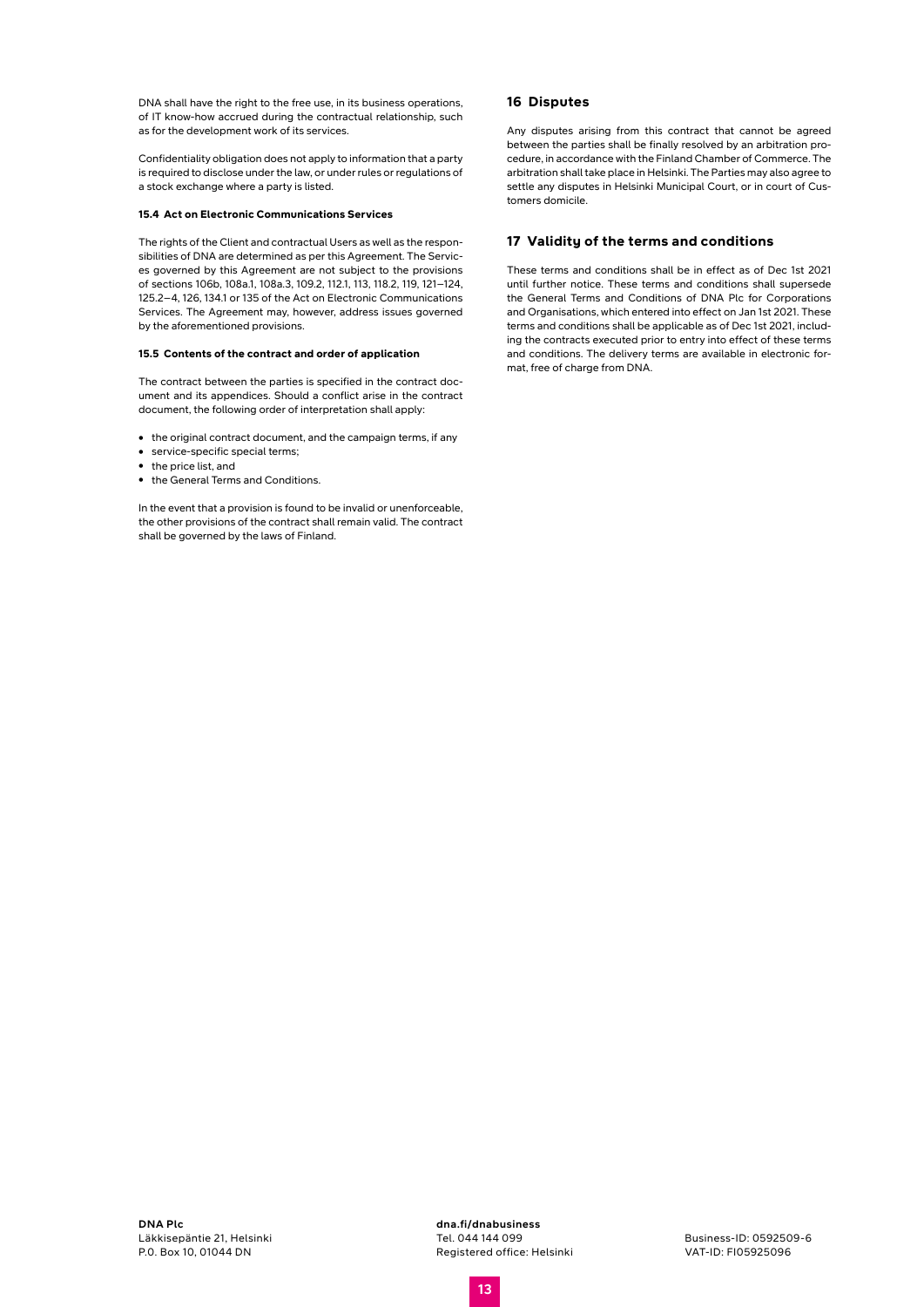DNA shall have the right to the free use, in its business operations, of IT know-how accrued during the contractual relationship, such as for the development work of its services.

Confidentiality obligation does not apply to information that a party is required to disclose under the law, or under rules or regulations of a stock exchange where a party is listed.

#### 15.4 Act on Electronic Communications Services

The rights of the Client and contractual Users as well as the responsibilities of DNA are determined as per this Agreement. The Services governed by this Agreement are not subject to the provisions of sections 106b, 108a.1, 108a.3, 109.2, 112.1, 113, 118.2, 119, 121–124, 125.2–4, 126, 134.1 or 135 of the Act on Electronic Communications Services. The Agreement may, however, address issues governed by the aforementioned provisions.

#### 15.5 Contents of the contract and order of application

The contract between the parties is specified in the contract document and its appendices. Should a conflict arise in the contract document, the following order of interpretation shall apply:

- the original contract document, and the campaign terms, if any
- service-specific special terms;
- the price list, and
- the General Terms and Conditions.

In the event that a provision is found to be invalid or unenforceable, the other provisions of the contract shall remain valid. The contract shall be governed by the laws of Finland.

## 16 Disputes

Any disputes arising from this contract that cannot be agreed between the parties shall be finally resolved by an arbitration procedure, in accordance with the Finland Chamber of Commerce. The arbitration shall take place in Helsinki. The Parties may also agree to settle any disputes in Helsinki Municipal Court, or in court of Customers domicile.

## 17 Validity of the terms and conditions

These terms and conditions shall be in effect as of Dec 1st 2021 until further notice. These terms and conditions shall supersede the General Terms and Conditions of DNA Plc for Corporations and Organisations, which entered into effect on Jan 1st 2021. These terms and conditions shall be applicable as of Dec 1st 2021, including the contracts executed prior to entry into effect of these terms and conditions. The delivery terms are available in electronic format, free of charge from DNA.